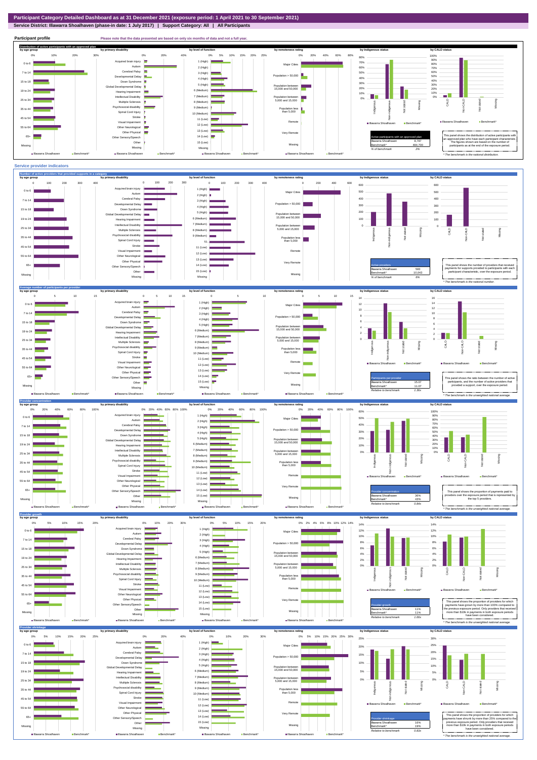# Participant Category Detailed Dashboard as at 31 December 2021 (exposure period: 1 April 2021 to 30 September 2021)

**Service District: Illawarra Shoalhaven (phase-in date: 1 July 2017) | Support Category: All | All Participants**

## Participant profile

Please note that the data presented are based on only six months of data and not a full year.

### Distribution of active participants with an approved plan

| Active participants with an approved plan | |
|---|---|
| Illawarra Shoalhaven | 8,787 |
| Benchmark* | 484,700 |
| % of benchmark | 2% |

This panel shows the distribution of active participants with an approved plan who have each participant characteristic. The figures shown are based on the number of participants as at the end of the exposure period.

\* The benchmark is the national distribution.

## Service provider indicators

### Number of active providers that provided supports in a category

| Active providers | |
|---|---|
| Illawarra Shoalhaven | 583 |
| Benchmark* | 10,043 |
| % of benchmark | 6% |

This panel shows the number of providers that received payments for supports provided to participants with each participant characteristic, over the exposure period.

\* The benchmark is the national number.

### Average number of participants per provider

| Participants per provider | |
|---|---|
| Illawarra Shoalhaven | 15.07 |
| Benchmark* | 11.07 |
| Relative to benchmark | 1.36x |

This panel shows the ratio between the number of active participants, and the number of active providers that provided a support, over the exposure period.

\* The benchmark is the unweighted national average.

### Provider concentration

| Provider concentration | |
|---|---|
| Illawarra Shoalhaven | 36% |
| Benchmark* | 43% |
| Relative to benchmark | 0.84x |

This panel shows the proportion of payments paid to providers over the exposure period that is represented by the top 5 providers.

\* The benchmark is the unweighted national average.

### Provider growth

| Provider growth | |
|---|---|
| Illawarra Shoalhaven | 11% |
| Benchmark* | 11% |
| Relative to benchmark | 1.00x |

This panel shows the proportion of providers for which payments have grown by more than 100% compared to the previous exposure period. Only providers that received more than $10k in payments in both exposure periods have been considered.

\* The benchmark is the unweighted national average.

### Provider shrinkage

| Provider shrinkage | |
|---|---|
| Illawarra Shoalhaven | 16% |
| Benchmark* | 19% |
| Relative to benchmark | 0.83x |

This panel shows the proportion of providers for which payments have shrunk by more than 25% compared to the previous exposure period. Only providers that received more than $10k in payments in both exposure periods have been considered.

\* The benchmark is the unweighted national average.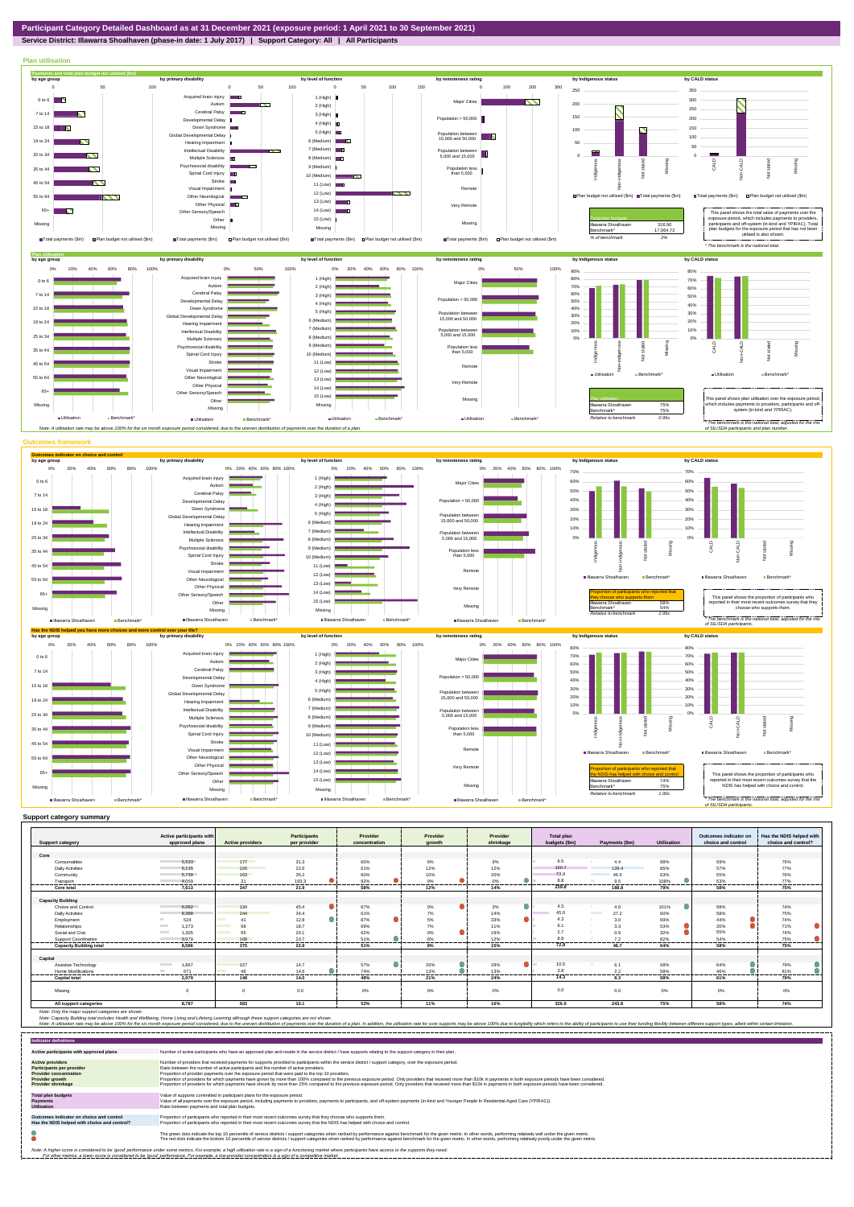# Participant Category Detailed Dashboard as at 31 December 2021 (exposure period: 1 April 2021 to 30 September 2021)

**Service District: Illawarra Shoalhaven (phase-in date: 1 July 2017) | Support Category: All | All Participants**

## Plan utilisation

**Payments and total plan budget not utilised ($m)**

| Total plan budgets | |
|---|---|
| Illawarra Shoalhaven | 326.90 |
| Benchmark* | 17,064.72 |
| % of benchmark | 2% |

This panel shows the total value of payments over the exposure period, which includes payments to providers, participants and off-system (in-kind and YPIRAC). Total plan budgets for the exposure period that has not been utilised is also shown.

*The benchmark is the national total.

**Plan utilisation**

| Plan utilisation | |
|---|---|
| Illawarra Shoalhaven | 75% |
| Benchmark* | 75% |
| Relative to benchmark | 0.99x |

This panel shows plan utilisation over the exposure period, which includes payments to providers, participants and off-system (in-kind and YPIRAC).

*The benchmark is the national rate, adjusted for the mix of SIL/SDA participants and plan number.

Note: A utilisation rate may be above 100% for the six month exposure period considered, due to the uneven distribution of payments over the duration of a plan.

## Outcomes framework

**Outcomes indicator on choice and control**

| Proportion of participants who reported that they choose who supports them | |
|---|---|
| Illawarra Shoalhaven | 58% |
| Benchmark* | 54% |
| Relative to benchmark | 1.09x |

This panel shows the proportion of participants who reported in their most recent outcomes survey that they choose who supports them.

*The benchmark is the national rate, adjusted for the mix of SIL/SDA participants.

**Has the NDIS helped you have more choices and more control over your life?**

| Proportion of participants who reported that the NDIS has helped with choice and control | |
|---|---|
| Illawarra Shoalhaven | 74% |
| Benchmark* | 75% |
| Relative to benchmark | 1.00x |

This panel shows the proportion of participants who reported in their most recent outcomes survey that the NDIS has helped with choice and control.

*The benchmark is the national rate, adjusted for the mix of SIL/SDA participants.

## Support category summary

| Support category | Active participants with approved plans | Active providers | Participants per provider | Provider concentration | Provider growth | Provider shrinkage | Total plan budgets ($m) | Payments ($m) | Utilisation | Outcomes indicator on choice and control | Has the NDIS helped with choice and control? |
|---|---|---|---|---|---|---|---|---|---|---|---|
| **Core** | | | | | | | | | | | |
| Consumables | 5,533 | 177 | 31.3 | 60% | 6% | 9% | 6.5 | 4.4 | 68% | 59% | 76% |
| Daily Activities | 5,105 | 226 | 22.6 | 61% | 12% | 12% | 150.7 | 128.4 | 85% | 57% | 77% |
| Community | 5,739 | 163 | 35.2 | 60% | 10% | 20% | 73.9 | 46.5 | 63% | 55% | 76% |
| Transport | 4,059 | 21 | 193.3 | 92% | 0% | 0% | 8.8 | 9.5 | 108% | 53% | 77% |
| **Core total** | **7,613** | **347** | **21.9** | **58%** | **12%** | **14%** | **239.8** | **188.8** | **79%** | **58%** | **75%** |
| **Capacity Building** | | | | | | | | | | | |
| Choice and Control | 6,082 | 134 | 45.4 | 67% | 0% | 3% | 4.5 | 4.6 | 101% | 58% | 74% |
| Daily Activities | 8,388 | 244 | 34.4 | 61% | 7% | 14% | 45.0 | 27.2 | 60% | 58% | 75% |
| Employment | 524 | 41 | 12.8 | 87% | 5% | 33% | 4.3 | 3.0 | 69% | 44% | 74% |
| Relationships | 1,273 | 68 | 18.7 | 69% | 7% | 11% | 6.1 | 3.3 | 53% | 20% | 71% |
| Social and Civic | 1,305 | 65 | 20.1 | 62% | 0% | 19% | 2.7 | 0.9 | 32% | 55% | 74% |
| Support Coordination | 3,979 | 168 | 23.7 | 51% | 6% | 12% | 8.8 | 7.2 | 82% | 54% | 75% |
| **Capacity Building total** | **8,566** | **375** | **22.8** | **51%** | **8%** | **15%** | **72.8** | **46.7** | **64%** | **58%** | **75%** |
| **Capital** | | | | | | | | | | | |
| Assistive Technology | 1,867 | 127 | 14.7 | 57% | 20% | 29% | 10.5 | 6.1 | 58% | 64% | 79% |
| Home Modifications | 671 | 46 | 14.6 | 74% | 13% | 13% | 3.8 | 2.2 | 58% | 46% | 81% |
| **Capital total** | **2,079** | **148** | **14.0** | **48%** | **21%** | **24%** | **14.3** | **8.3** | **58%** | **61%** | **79%** |
| Missing | 0 | 0 | 0.0 | 0% | 0% | 0% | 0.0 | 0.0 | 0% | 0% | 0% |
| **All support categories** | **8,787** | **583** | **15.1** | **53%** | **11%** | **16%** | **326.9** | **243.8** | **75%** | **58%** | **74%** |

Note: Only the major support categories are shown.

Note: Capacity Building total includes Health and Wellbeing, Home Living and Lifelong Learning although these support categories are not shown.

Note: A utilisation rate may be above 100% for the six month exposure period considered, due to the uneven distribution of payments over the duration of a plan. In addition, the utilisation rate for core supports may be above 100% due to fungibility which refers to the ability of participants to use their funding flexibly between different support types, albeit within certain limitation.

## Indicator definitions

| Indicator | Definition |
|---|---|
| Active participants with approved plans | Number of active participants who have an approved plan and reside in the service district / have supports relating to the support category in their plan. |
| Active providers | Number of providers that received payments for supports provided to participants within the service district / support category, over the exposure period. |
| Participants per provider | Ratio between the number of active participants and the number of active providers. |
| Provider concentration | Proportion of provider payments over the exposure period that were paid to the top 10 providers. |
| Provider growth | Proportion of providers for which payments have grown by more than 100% compared to the previous exposure period. Only providers that received more than $10k in payments in both exposure periods have been considered. |
| Provider shrinkage | Proportion of providers for which payments have shrunk by more than 25% compared to the previous exposure period. Only providers that received more than $10k in payments in both exposure periods have been considered. |
| Total plan budgets | Value of supports committed in participant plans for the exposure period. |
| Payments | Value of all payments over the exposure period, including payments to providers, payments to participants, and off-system payments (in-kind and Younger People In Residential Aged Care (YPIRAC)). |
| Utilisation | Ratio between payments and total plan budgets. |
| Outcomes indicator on choice and control | Proportion of participants who reported in their most recent outcomes survey that they choose who supports them. |
| Has the NDIS helped with choice and control? | Proportion of participants who reported in their most recent outcomes survey that the NDIS has helped with choice and control. |

The green dots indicate the top 10 percentile of service districts / support categories when ranked by performance against benchmark for the given metric. In other words, performing relatively well under the given metric.

The red dots indicate the bottom 10 percentile of service districts / support categories when ranked by performance against benchmark for the given metric. In other words, performing relatively poorly under the given metric.

Note: A higher score is considered to be 'good' performance under some metrics. For example, a high utilisation rate is a sign of a functioning market where participants have access to the supports they need.
For other metrics, a lower score is considered to be 'good' performance. For example, a low provider concentration is a sign of a competitive market.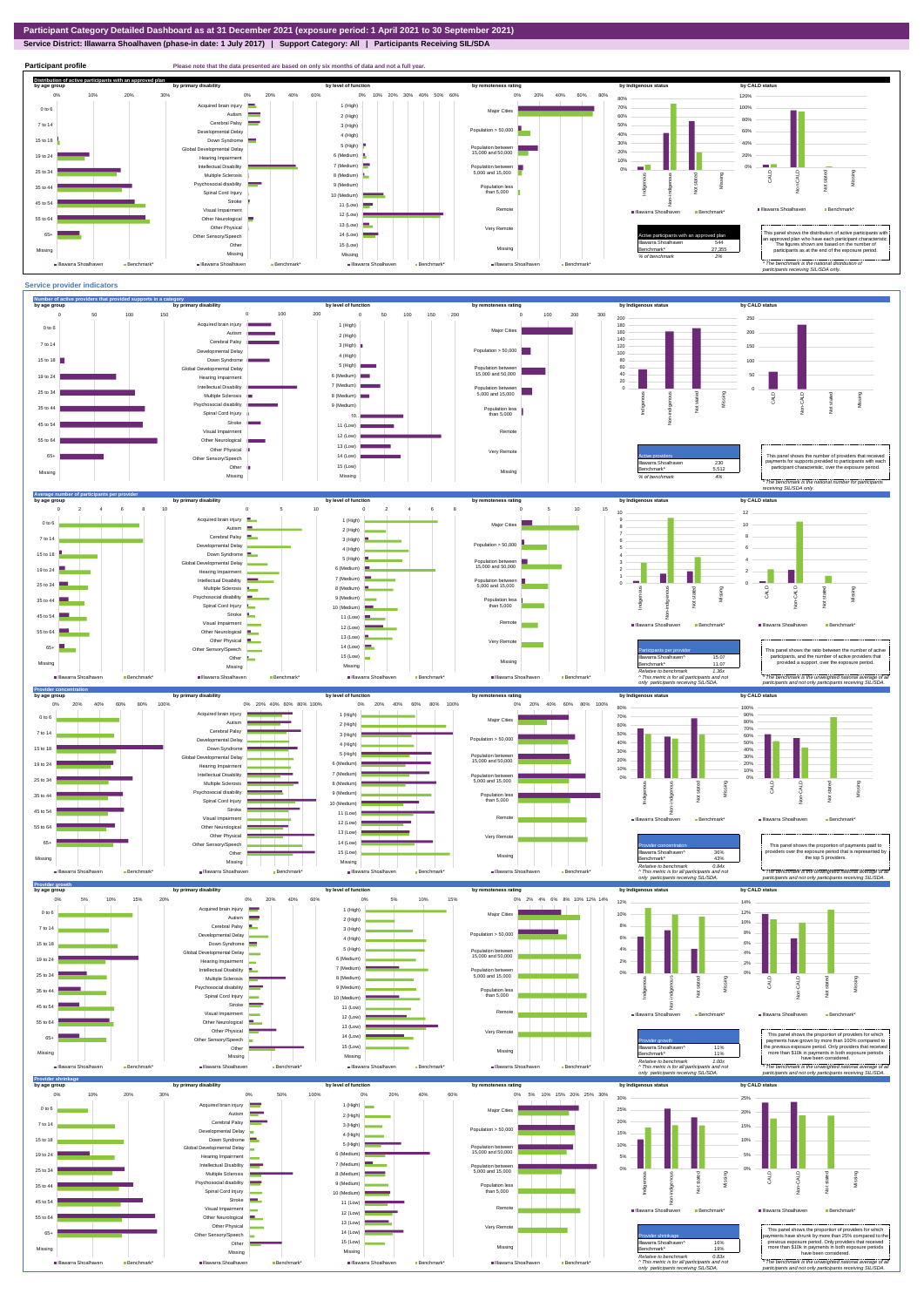# Participant Category Detailed Dashboard as at 31 December 2021 (exposure period: 1 April 2021 to 30 September 2021)

**Service District: Illawarra Shoalhaven (phase-in date: 1 July 2017) | Support Category: All | Participants Receiving SIL/SDA**

## Participant profile

Please note that the data presented are based on only six months of data and not a full year.

### Distribution of active participants with an approved plan

| Active participants with an approved plan | |
|---|---|
| Illawarra Shoalhaven | 544 |
| Benchmark* | 27,355 |
| % of benchmark | 2% |

This panel shows the distribution of active participants with an approved plan who have each participant characteristic. The figures shown are based on the number of participants as at the end of the exposure period.

*The benchmark is the national distribution of participants receiving SIL/SDA only.

## Service provider indicators

### Number of active providers that provided supports in a category

| Active providers | |
|---|---|
| Illawarra Shoalhaven | 230 |
| Benchmark* | 5,512 |
| % of benchmark | 4% |

This panel shows the number of providers that received payments for supports provided to participants with each participant characteristic, over the exposure period.

*The benchmark is the national number for participants receiving SIL/SDA only.

### Average number of participants per provider

| Participants per provider | |
|---|---|
| Illawarra Shoalhaven^ | 15.07 |
| Benchmark* | 11.07 |
| Relative to benchmark | 1.36x |

^ This metric is for all participants and not only participants receiving SIL/SDA.

This panel shows the ratio between the number of active participants, and the number of active providers that provided a support, over the exposure period.

*The benchmark is the unweighted national average of all participants and not only participants receiving SIL/SDA.

### Provider concentration

| Provider concentration | |
|---|---|
| Illawarra Shoalhaven^ | 36% |
| Benchmark* | 43% |
| Relative to benchmark | 0.84x |

^ This metric is for all participants and not only participants receiving SIL/SDA.

This panel shows the proportion of payments paid to providers over the exposure period that is represented by the top 5 providers.

*The benchmark is the unweighted national average of all participants and not only participants receiving SIL/SDA.

### Provider growth

| Provider growth | |
|---|---|
| Illawarra Shoalhaven^ | 11% |
| Benchmark* | 11% |
| Relative to benchmark | 1.00x |

^ This metric is for all participants and not only participants receiving SIL/SDA.

This panel shows the proportion of providers for which payments have grown by more than 100% compared to the previous exposure period. Only providers that received more than $10k in payments in both exposure periods have been considered.

*The benchmark is the unweighted national average of all participants and not only participants receiving SIL/SDA.

### Provider shrinkage

| Provider shrinkage | |
|---|---|
| Illawarra Shoalhaven^ | 16% |
| Benchmark* | 19% |
| Relative to benchmark | 0.83x |

^ This metric is for all participants and not only participants receiving SIL/SDA.

This panel shows the proportion of providers for which payments have shrunk by more than 25% compared to the previous exposure period. Only providers that received more than $10k in payments in both exposure periods have been considered.

*The benchmark is the unweighted national average of all participants and not only participants receiving SIL/SDA.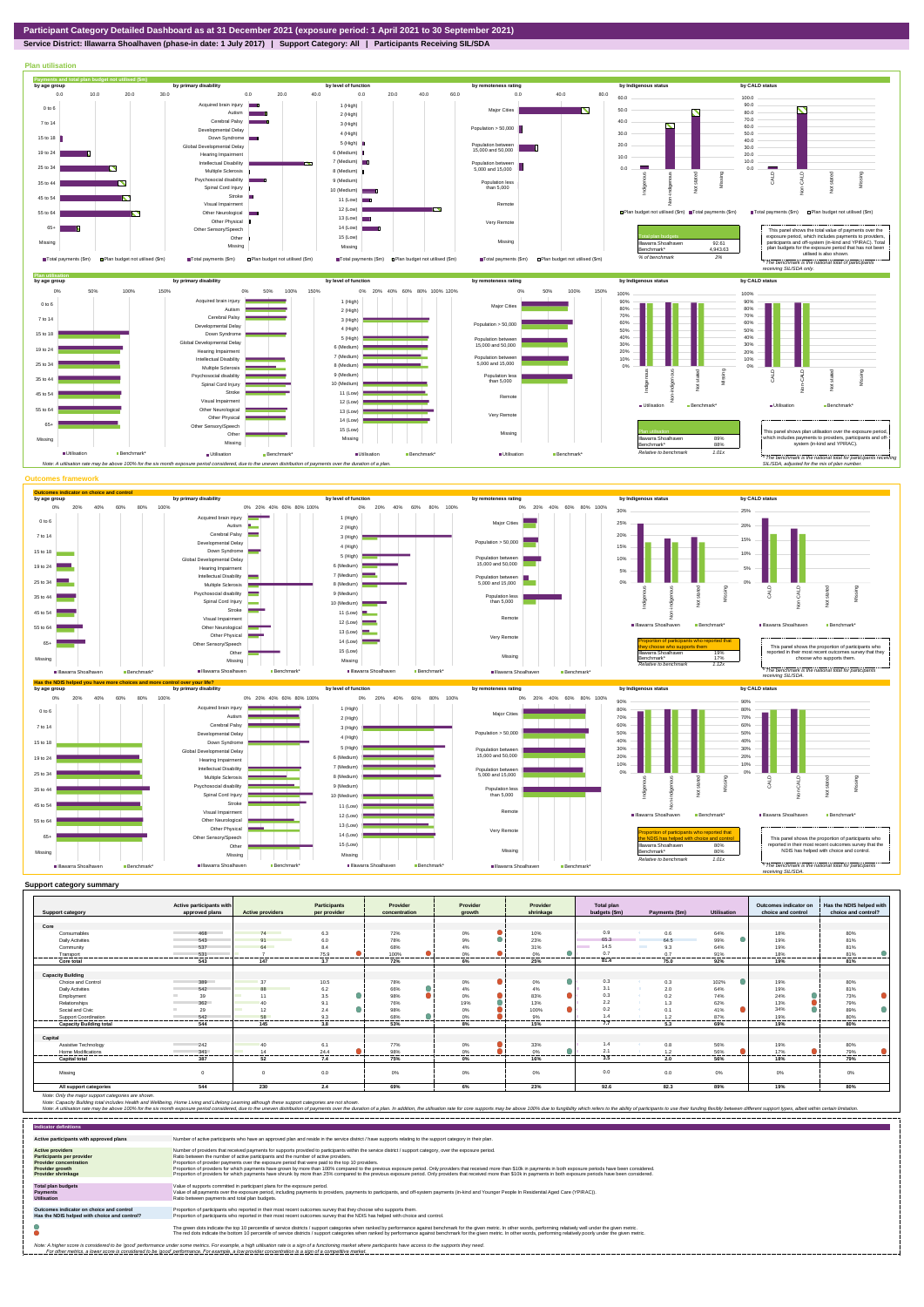# Participant Category Detailed Dashboard as at 31 December 2021 (exposure period: 1 April 2021 to 30 September 2021)

**Service District: Illawarra Shoalhaven (phase-in date: 1 July 2017) | Support Category: All | Participants Receiving SIL/SDA**

## Plan utilisation

### Payments and total plan budget not utilised ($m)

| Total plan budgets | |
|---|---|
| Illawarra Shoalhaven | 92.61 |
| Benchmark* | 4,943.63 |
| % of benchmark | 2% |

This panel shows the total value of payments over the exposure period, which includes payments to providers, participants and off-system (in-kind and YPIRAC). Total plan budgets for the exposure period that has not been utilised is also shown.

*The benchmark is the national total for participants receiving SIL/SDA only.

### Plan utilisation

| Plan utilisation | |
|---|---|
| Illawarra Shoalhaven | 89% |
| Benchmark* | 88% |
| Relative to benchmark | 1.01x |

This panel shows plan utilisation over the exposure period, which includes payments to providers, participants and off-system (in-kind and YPIRAC).

*The benchmark is the national total for participants receiving SIL/SDA, adjusted for the mix of plan number.

Note: A utilisation rate may be above 100% for the six month exposure period considered, due to the uneven distribution of payments over the duration of a plan.

## Outcomes framework

### Outcomes indicator on choice and control

| Proportion of participants who reported that they choose who supports them | |
|---|---|
| Illawarra Shoalhaven | 19% |
| Benchmark* | 17% |
| Relative to benchmark | 1.12x |

This panel shows the proportion of participants who reported in their most recent outcomes survey that they choose who supports them.

*The benchmark is the national total for participants receiving SIL/SDA.

### Has the NDIS helped you have more choices and more control over your life?

| Proportion of participants who reported that the NDIS has helped with choice and control | |
|---|---|
| Illawarra Shoalhaven | 80% |
| Benchmark* | 80% |
| Relative to benchmark | 1.01x |

This panel shows the proportion of participants who reported in their most recent outcomes survey that the NDIS has helped with choice and control.

*The benchmark is the national total for participants receiving SIL/SDA.

## Support category summary

| Support category | Active participants with approved plans | Active providers | Participants per provider | Provider concentration | Provider growth | Provider shrinkage | Total plan budgets ($m) | Payments ($m) | Utilisation | Outcomes indicator on choice and control | Has the NDIS helped with choice and control? |
|---|---|---|---|---|---|---|---|---|---|---|---|
| **Core** | | | | | | | | | | | |
| Consumables | 468 | 74 | 6.3 | 72% | 0% | 10% | 0.9 | 0.6 | 64% | 18% | 80% |
| Daily Activities | 543 | 91 | 6.0 | 78% | 9% | 23% | 65.3 | 64.5 | 99% | 19% | 81% |
| Community | 537 | 64 | 8.4 | 68% | 4% | 31% | 14.5 | 9.3 | 64% | 19% | 81% |
| Transport | 531 | 7 | 75.9 | 100% | 0% | 0% | 0.7 | 0.7 | 91% | 18% | 81% |
| **Core total** | **543** | **147** | **3.7** | **72%** | **6%** | **25%** | **81.4** | **75.0** | **92%** | **19%** | **81%** |
| **Capacity Building** | | | | | | | | | | | |
| Choice and Control | 389 | 37 | 10.5 | 78% | 0% | 0% | 0.3 | 0.3 | 102% | 19% | 80% |
| Daily Activities | 542 | 88 | 6.2 | 66% | 4% | 4% | 3.1 | 2.0 | 64% | 19% | 81% |
| Employment | 39 | 11 | 3.5 | 98% | 0% | 83% | 0.3 | 0.2 | 74% | 24% | 73% |
| Relationships | 362 | 40 | 9.1 | 76% | 19% | 13% | 2.2 | 1.3 | 62% | 13% | 79% |
| Social and Civic | 29 | 12 | 2.4 | 98% | 0% | 100% | 0.2 | 0.1 | 41% | 34% | 89% |
| Support Coordination | 542 | 58 | 9.3 | 68% | 0% | 6% | 1.4 | 1.2 | 87% | 19% | 80% |
| **Capacity Building total** | **544** | **145** | **3.8** | **53%** | **8%** | **15%** | **7.7** | **5.3** | **69%** | **19%** | **80%** |
| **Capital** | | | | | | | | | | | |
| Assistive Technology | 242 | 40 | 6.1 | 77% | 0% | 33% | 1.4 | 0.8 | 56% | 19% | 80% |
| Home Modifications | 341 | 14 | 24.4 | 98% | 0% | 0% | 2.1 | 1.2 | 56% | 17% | 79% |
| **Capital total** | **387** | **52** | **7.4** | **75%** | **0%** | **16%** | **3.5** | **2.0** | **56%** | **18%** | **79%** |
| Missing | 0 | 0 | 0.0 | 0% | 0% | 0% | 0.0 | 0.0 | 0% | 0% | 0% |
| **All support categories** | **544** | **230** | **2.4** | **69%** | **6%** | **23%** | **92.6** | **82.3** | **89%** | **19%** | **80%** |

Note: Only the major support categories are shown.

Note: Capacity Building total includes Health and Wellbeing, Home Living and Lifelong Learning although these support categories are not shown.

Note: A utilisation rate may be above 100% for the six month exposure period considered, due to the uneven distribution of payments over the duration of a plan. In addition, the utilisation rate for core supports may be above 100% due to fungibility which refers to the ability of participants to use their funding flexibly between different support types, albeit within certain limitation.

## Indicator definitions

| Indicator | Definition |
|---|---|
| Active participants with approved plans | Number of active participants who have an approved plan and reside in the service district / have supports relating to the support category in their plan. |
| Active providers | Number of providers that received payments for supports provided to participants within the service district / support category, over the exposure period. |
| Participants per provider | Ratio between the number of active participants and the number of active providers. |
| Provider concentration | Proportion of provider payments over the exposure period that were paid to the top 10 providers. |
| Provider growth | Proportion of providers for which payments have grown by more than 100% compared to the previous exposure period. Only providers that received more than $10k in payments in both exposure periods have been considered. |
| Provider shrinkage | Proportion of providers for which payments have shrunk by more than 25% compared to the previous exposure period. Only providers that received more than $10k in payments in both exposure periods have been considered. |
| Total plan budgets | Value of supports committed in participant plans for the exposure period. |
| Payments | Value of all payments over the exposure period, including payments to providers, payments to participants, and off-system payments (in-kind and Younger People In Residential Aged Care (YPIRAC)). |
| Utilisation | Ratio between payments and total plan budgets. |
| Outcomes indicator on choice and control | Proportion of participants who reported in their most recent outcomes survey that they choose who supports them. |
| Has the NDIS helped with choice and control? | Proportion of participants who reported in their most recent outcomes survey that the NDIS has helped with choice and control. |

The green dots indicate the top 10 percentile of service districts / support categories when ranked by performance against benchmark for the given metric. In other words, performing relatively well under the given metric.

The red dots indicate the bottom 10 percentile of service districts / support categories when ranked by performance against benchmark for the given metric. In other words, performing relatively poorly under the given metric.

Note: A higher score is considered to be 'good' performance under some metrics. For example, a high utilisation rate is a sign of a functioning market where participants have access to the supports they need.
For other metrics, a lower score is considered to be 'good' performance. For example, a low provider concentration is a sign of a competitive market.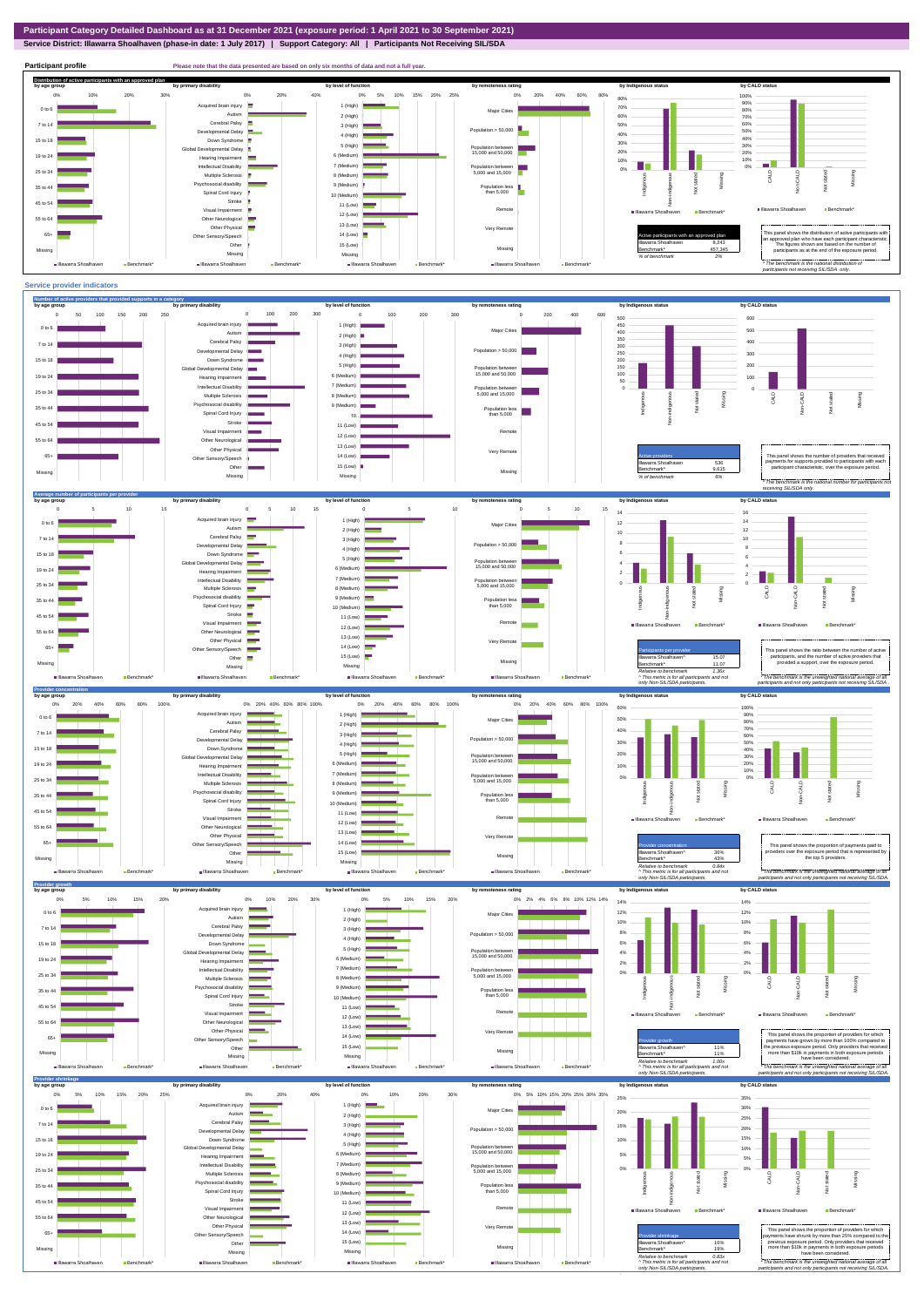# Participant Category Detailed Dashboard as at 31 December 2021 (exposure period: 1 April 2021 to 30 September 2021)

**Service District: Illawarra Shoalhaven (phase-in date: 1 July 2017) | Support Category: All | Participants Not Receiving SIL/SDA**

## Participant profile

Please note that the data presented are based on only six months of data and not a full year.

### Distribution of active participants with an approved plan

| Active participants with an approved plan | |
|---|---|
| Illawarra Shoalhaven | 8,243 |
| Benchmark* | 457,345 |
| % of benchmark | 2% |

This panel shows the distribution of active participants with an approved plan who have each participant characteristic. The figures shown are based on the number of participants as at the end of the exposure period.

*The benchmark is the national distribution of participants not receiving SIL/SDA only.

## Service provider indicators

### Number of active providers that provided supports in a category

| Active providers | |
|---|---|
| Illawarra Shoalhaven | 536 |
| Benchmark* | 9,615 |
| % of benchmark | 6% |

This panel shows the number of providers that received payments for supports provided to participants with each participant characteristic, over the exposure period.

*The benchmark is the national number for participants not receiving SIL/SDA only.

### Average number of participants per provider

| Participants per provider | |
|---|---|
| Illawarra Shoalhaven^ | 15.07 |
| Benchmark* | 11.07 |
| Relative to benchmark | 1.36x |

^ This metric is for all participants and not only Non-SIL/SDA participants.

This panel shows the ratio between the number of active participants, and the number of active providers that provided a support, over the exposure period.

*The benchmark is the unweighted national average of all participants and not only participants not receiving SIL/SDA.

### Provider concentration

| Provider concentration | |
|---|---|
| Illawarra Shoalhaven^ | 36% |
| Benchmark* | 43% |
| Relative to benchmark | 0.84x |

^ This metric is for all participants and not only Non-SIL/SDA participants.

This panel shows the proportion of payments paid to providers over the exposure period that is represented by the top 5 providers.

*The benchmark is the unweighted national average of all participants and not only participants not receiving SIL/SDA.

### Provider growth

| Provider growth | |
|---|---|
| Illawarra Shoalhaven^ | 11% |
| Benchmark* | 11% |
| Relative to benchmark | 1.02x |

^ This metric is for all participants and not only Non-SIL/SDA participants.

This panel shows the proportion of providers for which payments have grown by more than 100% compared to the previous exposure period. Only providers that received more than $10k in payments in both exposure periods have been considered.

*The benchmark is the unweighted national average of all participants and not only participants not receiving SIL/SDA.

### Provider shrinkage

| Provider shrinkage | |
|---|---|
| Illawarra Shoalhaven^ | 16% |
| Benchmark* | 19% |
| Relative to benchmark | 0.83x |

^ This metric is for all participants and not only Non-SIL/SDA participants.

This panel shows the proportion of providers for which payments have shrunk by more than 25% compared to the previous exposure period. Only providers that received more than $10k in payments in both exposure periods have been considered.

*The benchmark is the unweighted national average of all participants and not only participants not receiving SIL/SDA.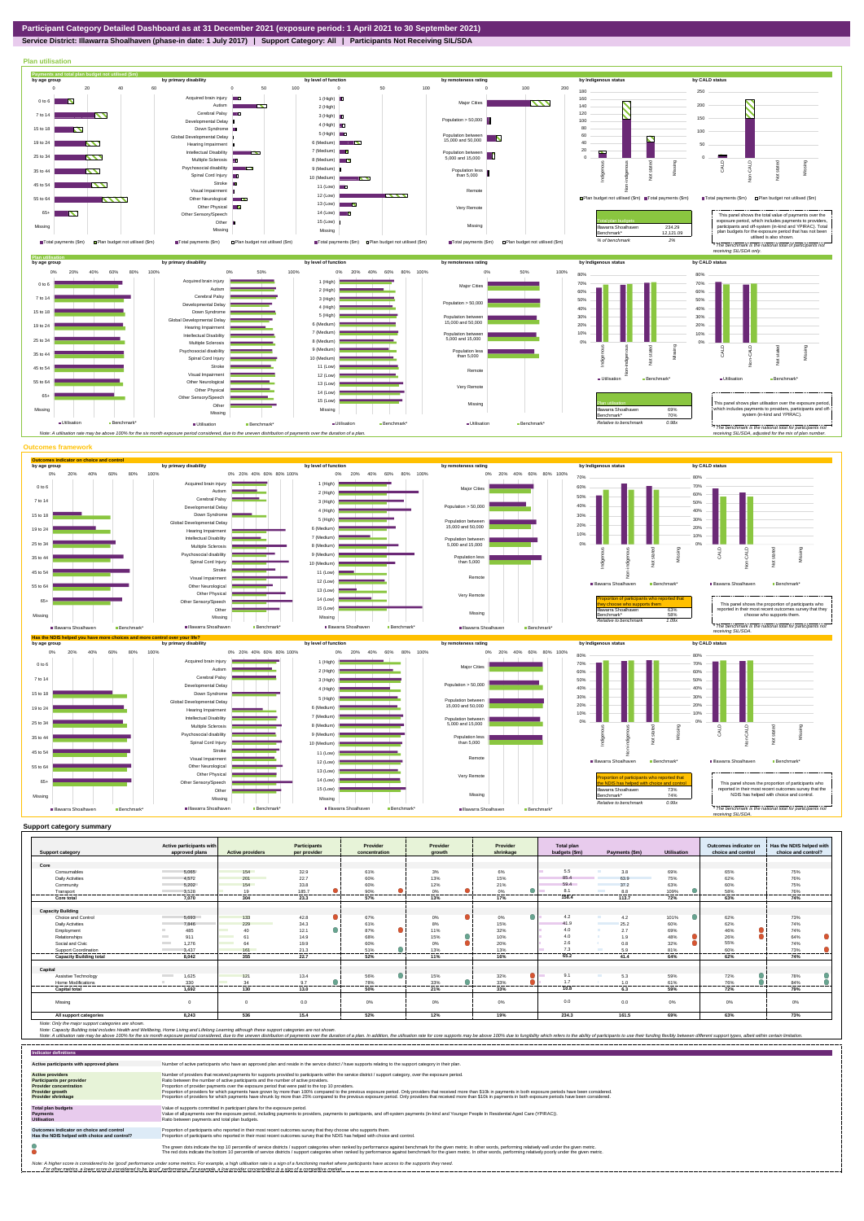# Participant Category Detailed Dashboard as at 31 December 2021 (exposure period: 1 April 2021 to 30 September 2021)

**Service District: Illawarra Shoalhaven (phase-in date: 1 July 2017) | Support Category: All | Participants Not Receiving SIL/SDA**

## Plan utilisation

Payments and total plan budget not utilised ($m)

by age group: 0 to 6, 7 to 14, 15 to 18, 19 to 24, 25 to 34, 35 to 44, 45 to 54, 55 to 64, 65+, Missing

by primary disability: Acquired brain injury, Autism, Cerebral Palsy, Developmental Delay, Down Syndrome, Global Developmental Delay, Hearing Impairment, Intellectual Disability, Multiple Sclerosis, Psychosocial disability, Spinal Cord Injury, Stroke, Visual Impairment, Other Neurological, Other Physical, Other Sensory/Speech, Other, Missing

by level of function: 1 (High) to 15 (Low), Missing

by remoteness rating: Major Cities, Population > 50,000, Population between 15,000 and 50,000, Population between 5,000 and 15,000, Population less than 5,000, Remote, Very Remote, Missing

by Indigenous status: Indigenous, Non-indigenous, Not stated, Missing

by CALD status: CALD, Non-CALD, Not stated, Missing

| Total plan budgets | |
|---|---|
| Illawarra Shoalhaven | 234.29 |
| Benchmark* | 12,121.09 |
| % of benchmark | 2% |

This panel shows the total value of payments over the exposure period, which includes payments to providers, participants and off-system (in-kind and YPIRAC). Total plan budgets for the exposure period that has not been utilised is also shown.

*The benchmark is the national total for participants not receiving SIL/SDA only.

Plan utilisation

| Plan utilisation | |
|---|---|
| Illawarra Shoalhaven | 69% |
| Benchmark* | 70% |
| Relative to benchmark | 0.98x |

This panel shows plan utilisation over the exposure period, which includes payments to providers, participants and off-system (in-kind and YPIRAC).

*The benchmark is the national total for participants not receiving SIL/SDA, adjusted for the mix of plan number.

Note: A utilisation rate may be above 100% for the six month exposure period considered, due to the uneven distribution of payments over the duration of a plan.

## Outcomes framework

Outcomes indicator on choice and control

| Proportion of participants who reported that they choose who supports them | |
|---|---|
| Illawarra Shoalhaven | 63% |
| Benchmark* | 58% |
| Relative to benchmark | 1.09x |

This panel shows the proportion of participants who reported in their most recent outcomes survey that they choose who supports them.

*The benchmark is the national total for participants not receiving SIL/SDA.

Has the NDIS helped you have more choices and more control over your life?

| Proportion of participants who reported that the NDIS has helped with choice and control | |
|---|---|
| Illawarra Shoalhaven | 73% |
| Benchmark* | 74% |
| Relative to benchmark | 0.99x |

This panel shows the proportion of participants who reported in their most recent outcomes survey that the NDIS has helped with choice and control.

*The benchmark is the national total for participants not receiving SIL/SDA.

## Support category summary

| Support category | Active participants with approved plans | Active providers | Participants per provider | Provider concentration | Provider growth | Provider shrinkage | Total plan budgets ($m) | Payments ($m) | Utilisation | Outcomes indicator on choice and control | Has the NDIS helped with choice and control? |
|---|---|---|---|---|---|---|---|---|---|---|---|
| **Core** | | | | | | | | | | | |
| Consumables | 5,065 | 154 | 32.9 | 61% | 3% | 6% | 5.5 | 3.8 | 69% | 65% | 75% |
| Daily Activities | 4,572 | 201 | 22.7 | 60% | 13% | 15% | 85.4 | 63.9 | 75% | 62% | 76% |
| Community | 5,202 | 154 | 33.8 | 60% | 12% | 21% | 59.4 | 37.2 | 63% | 60% | 75% |
| Transport | 3,528 | 19 | 185.7 | 90% | 0% | 0% | 8.1 | 8.8 | 109% | 58% | 76% |
| **Core total** | **7,076** | **304** | **23.3** | **57%** | **13%** | **17%** | **158.4** | **113.7** | **72%** | **63%** | **74%** |
| **Capacity Building** | | | | | | | | | | | |
| Choice and Control | 5,693 | 133 | 42.8 | 67% | 0% | 0% | 4.2 | 4.2 | 101% | 62% | 73% |
| Daily Activities | 7,846 | 229 | 34.3 | 61% | 8% | 15% | 41.9 | 25.2 | 60% | 62% | 74% |
| Employment | 485 | 40 | 12.1 | 87% | 11% | 32% | 4.0 | 2.7 | 69% | 46% | 74% |
| Relationships | 911 | 61 | 14.9 | 68% | 15% | 10% | 4.0 | 1.9 | 48% | 26% | 64% |
| Social and Civic | 1,276 | 64 | 19.9 | 60% | 0% | 20% | 2.4 | 0.8 | 32% | 55% | 74% |
| Support Coordination | 3,437 | 161 | 21.3 | 51% | 13% | 13% | 7.3 | 5.9 | 81% | 60% | 73% |
| **Capacity Building total** | **8,042** | **355** | **22.7** | **52%** | **11%** | **16%** | **65.2** | **41.4** | **64%** | **62%** | **74%** |
| **Capital** | | | | | | | | | | | |
| Assistive Technology | 1,625 | 121 | 13.4 | 56% | 15% | 32% | 9.1 | 5.3 | 59% | 72% | 78% |
| Home Modifications | 330 | 34 | 9.7 | 78% | 33% | 33% | 1.7 | 1.0 | 61% | 76% | 84% |
| **Capital total** | **1,692** | **130** | **13.0** | **50%** | **21%** | **33%** | **10.8** | **6.3** | **59%** | **72%** | **79%** |
| Missing | 0 | 0 | 0.0 | 0% | 0% | 0% | 0.0 | 0.0 | 0% | 0% | 0% |
| **All support categories** | **8,243** | **536** | **15.4** | **52%** | **12%** | **19%** | **234.3** | **161.5** | **69%** | **63%** | **73%** |

Note: Only the major support categories are shown.

Note: Capacity Building total includes Health and Wellbeing, Home Living and Lifelong Learning although these support categories are not shown.

Note: A utilisation rate may be above 100% for the six month exposure period considered, due to the uneven distribution of payments over the duration of a plan. In addition, the utilisation rate for core supports may be above 100% due to fungibility which refers to the ability of participants to use their funding flexibly between different support types, albeit within certain limitation.

## Indicator definitions

| | |
|---|---|
| **Active participants with approved plans** | Number of active participants who have an approved plan and reside in the service district / have supports relating to the support category in their plan. |
| **Active providers** | Number of providers that received payments for supports provided to participants within the service district / support category, over the exposure period. |
| **Participants per provider** | Ratio between the number of active participants and the number of active providers. |
| **Provider concentration** | Proportion of provider payments over the exposure period that were paid to the top 10 providers. |
| **Provider growth** | Proportion of providers for which payments have grown by more than 100% compared to the previous exposure period. Only providers that received more than $10k in payments in both exposure periods have been considered. |
| **Provider shrinkage** | Proportion of providers for which payments have shrunk by more than 25% compared to the previous exposure period. Only providers that received more than $10k in payments in both exposure periods have been considered. |
| **Total plan budgets** | Value of supports committed in participant plans for the exposure period. |
| **Payments** | Value of all payments over the exposure period, including payments to providers, payments to participants, and off-system payments (in-kind and Younger People In Residential Aged Care (YPIRAC)). |
| **Utilisation** | Ratio between payments and total plan budgets. |
| **Outcomes indicator on choice and control** | Proportion of participants who reported in their most recent outcomes survey that they choose who supports them. |
| **Has the NDIS helped with choice and control?** | Proportion of participants who reported in their most recent outcomes survey that the NDIS has helped with choice and control. |
| (green dot) | The green dots indicate the top 10 percentile of service districts / support categories when ranked by performance against benchmark for the given metric. In other words, performing relatively well under the given metric. |
| (red dot) | The red dots indicate the bottom 10 percentile of service districts / support categories when ranked by performance against benchmark for the given metric. In other words, performing relatively poorly under the given metric. |

Note: A higher score is considered to be 'good' performance under some metrics. For example, a high utilisation rate is a sign of a functioning market where participants have access to the supports they need.
For other metrics, a lower score is considered to be 'good' performance. For example, a low provider concentration is a sign of a competitive market.